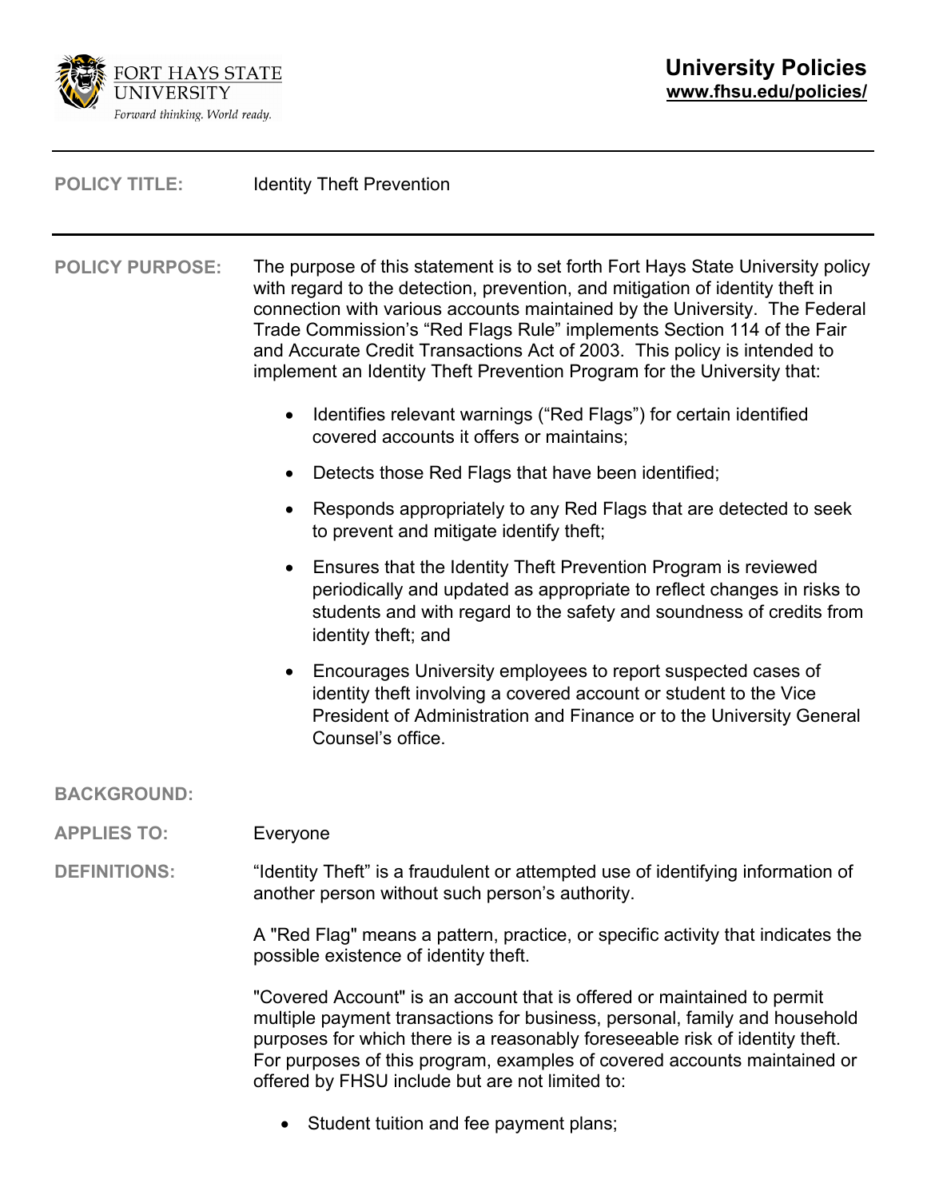**FORT HAYS STATE UNIVERSITY**
*Forward thinking. World ready.*

**University Policies**
**www.fhsu.edu/policies/**

---

**POLICY TITLE:** Identity Theft Prevention

---

**POLICY PURPOSE:** The purpose of this statement is to set forth Fort Hays State University policy with regard to the detection, prevention, and mitigation of identity theft in connection with various accounts maintained by the University. The Federal Trade Commission's "Red Flags Rule" implements Section 114 of the Fair and Accurate Credit Transactions Act of 2003. This policy is intended to implement an Identity Theft Prevention Program for the University that:

- Identifies relevant warnings ("Red Flags") for certain identified covered accounts it offers or maintains;
- Detects those Red Flags that have been identified;
- Responds appropriately to any Red Flags that are detected to seek to prevent and mitigate identify theft;
- Ensures that the Identity Theft Prevention Program is reviewed periodically and updated as appropriate to reflect changes in risks to students and with regard to the safety and soundness of credits from identity theft; and
- Encourages University employees to report suspected cases of identity theft involving a covered account or student to the Vice President of Administration and Finance or to the University General Counsel's office.

**BACKGROUND:**

**APPLIES TO:** Everyone

**DEFINITIONS:** "Identity Theft" is a fraudulent or attempted use of identifying information of another person without such person's authority.

A "Red Flag" means a pattern, practice, or specific activity that indicates the possible existence of identity theft.

"Covered Account" is an account that is offered or maintained to permit multiple payment transactions for business, personal, family and household purposes for which there is a reasonably foreseeable risk of identity theft. For purposes of this program, examples of covered accounts maintained or offered by FHSU include but are not limited to:

- Student tuition and fee payment plans;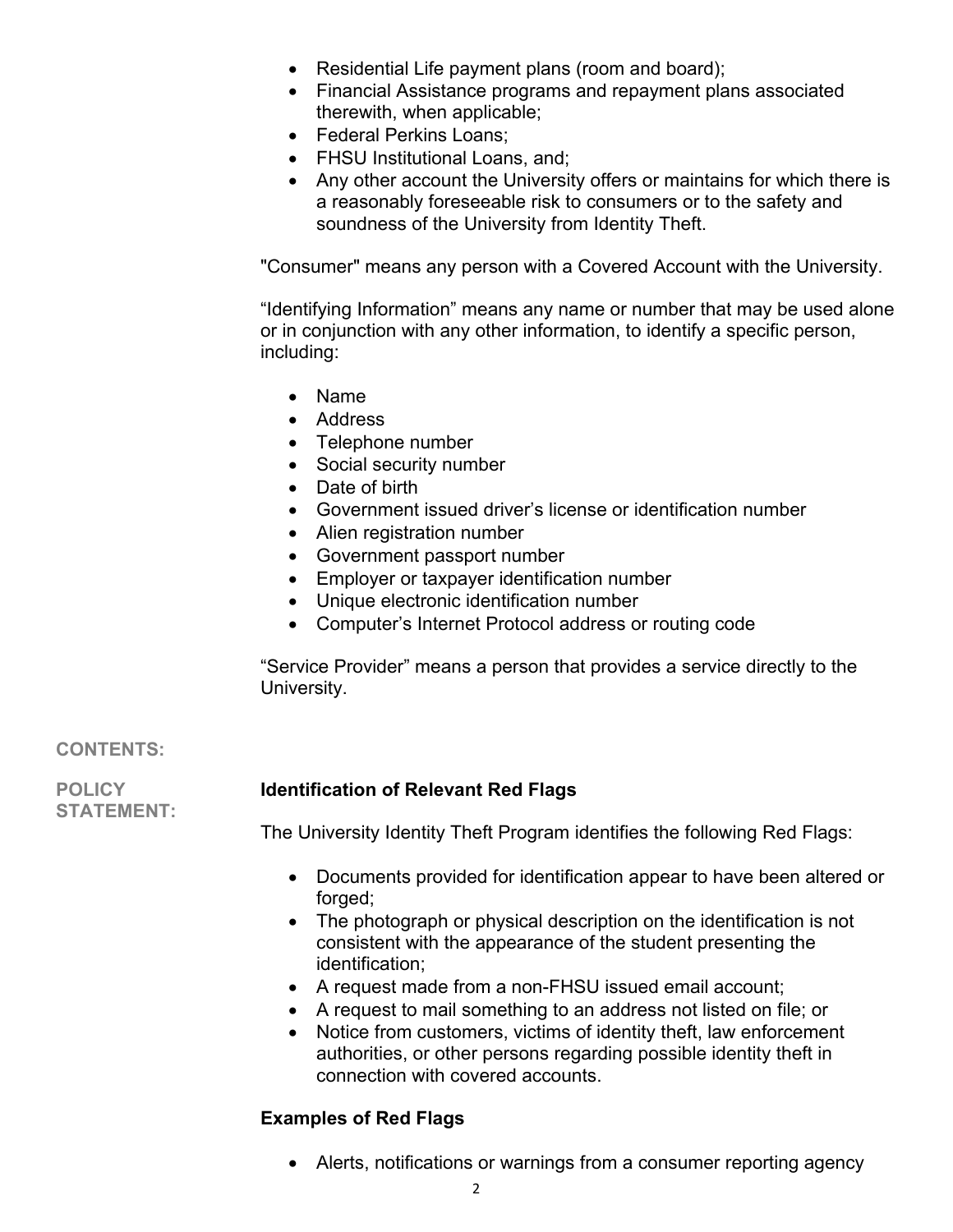- Residential Life payment plans (room and board);
- Financial Assistance programs and repayment plans associated therewith, when applicable;
- Federal Perkins Loans;
- FHSU Institutional Loans, and;
- Any other account the University offers or maintains for which there is a reasonably foreseeable risk to consumers or to the safety and soundness of the University from Identity Theft.

"Consumer" means any person with a Covered Account with the University.

"Identifying Information" means any name or number that may be used alone or in conjunction with any other information, to identify a specific person, including:

- Name
- Address
- Telephone number
- Social security number
- Date of birth
- Government issued driver's license or identification number
- Alien registration number
- Government passport number
- Employer or taxpayer identification number
- Unique electronic identification number
- Computer's Internet Protocol address or routing code

"Service Provider" means a person that provides a service directly to the University.

**CONTENTS:**

**POLICY STATEMENT:**

**Identification of Relevant Red Flags**

The University Identity Theft Program identifies the following Red Flags:

- Documents provided for identification appear to have been altered or forged;
- The photograph or physical description on the identification is not consistent with the appearance of the student presenting the identification;
- A request made from a non-FHSU issued email account;
- A request to mail something to an address not listed on file; or
- Notice from customers, victims of identity theft, law enforcement authorities, or other persons regarding possible identity theft in connection with covered accounts.

**Examples of Red Flags**

- Alerts, notifications or warnings from a consumer reporting agency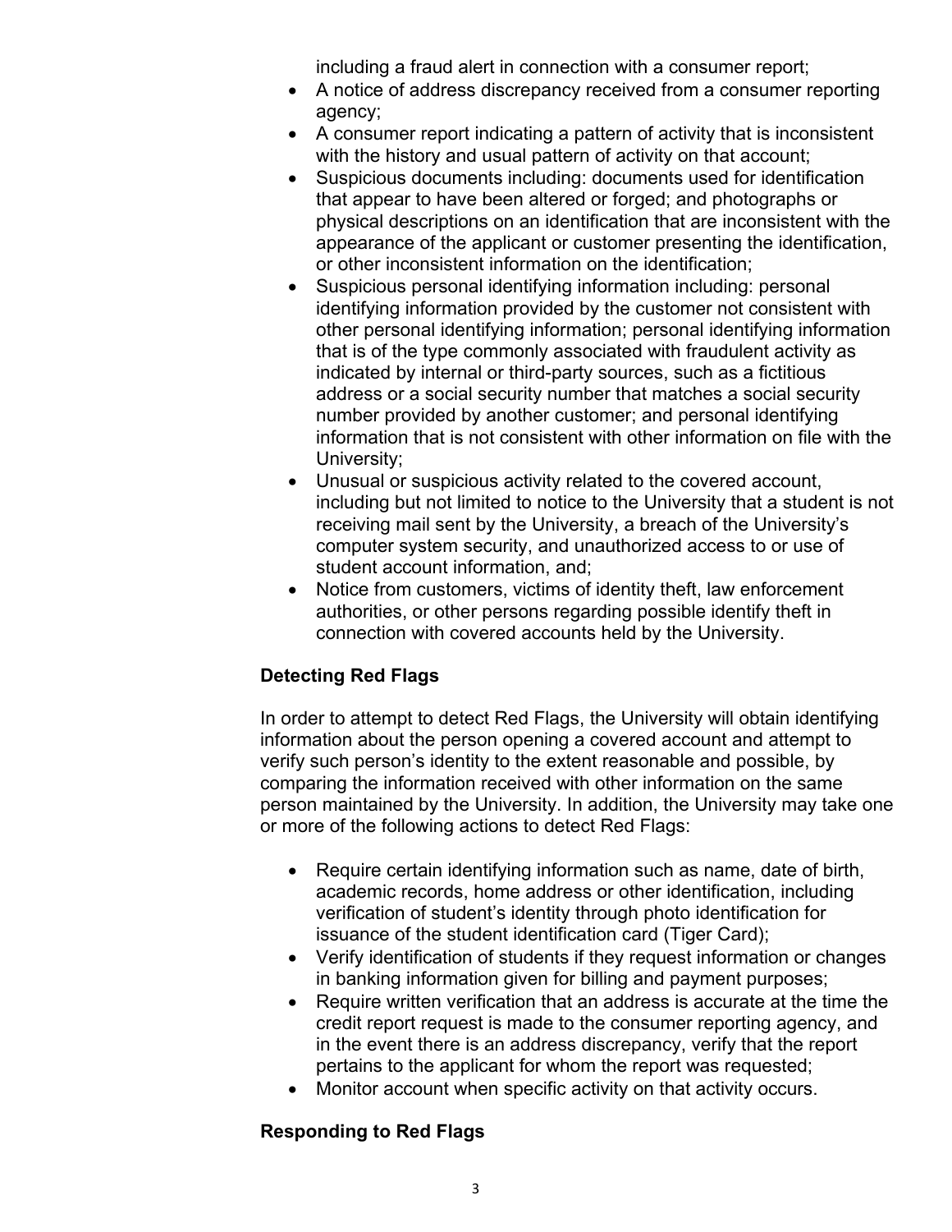including a fraud alert in connection with a consumer report;

- A notice of address discrepancy received from a consumer reporting agency;
- A consumer report indicating a pattern of activity that is inconsistent with the history and usual pattern of activity on that account;
- Suspicious documents including: documents used for identification that appear to have been altered or forged; and photographs or physical descriptions on an identification that are inconsistent with the appearance of the applicant or customer presenting the identification, or other inconsistent information on the identification;
- Suspicious personal identifying information including: personal identifying information provided by the customer not consistent with other personal identifying information; personal identifying information that is of the type commonly associated with fraudulent activity as indicated by internal or third-party sources, such as a fictitious address or a social security number that matches a social security number provided by another customer; and personal identifying information that is not consistent with other information on file with the University;
- Unusual or suspicious activity related to the covered account, including but not limited to notice to the University that a student is not receiving mail sent by the University, a breach of the University's computer system security, and unauthorized access to or use of student account information, and;
- Notice from customers, victims of identity theft, law enforcement authorities, or other persons regarding possible identify theft in connection with covered accounts held by the University.

**Detecting Red Flags**

In order to attempt to detect Red Flags, the University will obtain identifying information about the person opening a covered account and attempt to verify such person's identity to the extent reasonable and possible, by comparing the information received with other information on the same person maintained by the University. In addition, the University may take one or more of the following actions to detect Red Flags:

- Require certain identifying information such as name, date of birth, academic records, home address or other identification, including verification of student's identity through photo identification for issuance of the student identification card (Tiger Card);
- Verify identification of students if they request information or changes in banking information given for billing and payment purposes;
- Require written verification that an address is accurate at the time the credit report request is made to the consumer reporting agency, and in the event there is an address discrepancy, verify that the report pertains to the applicant for whom the report was requested;
- Monitor account when specific activity on that activity occurs.

**Responding to Red Flags**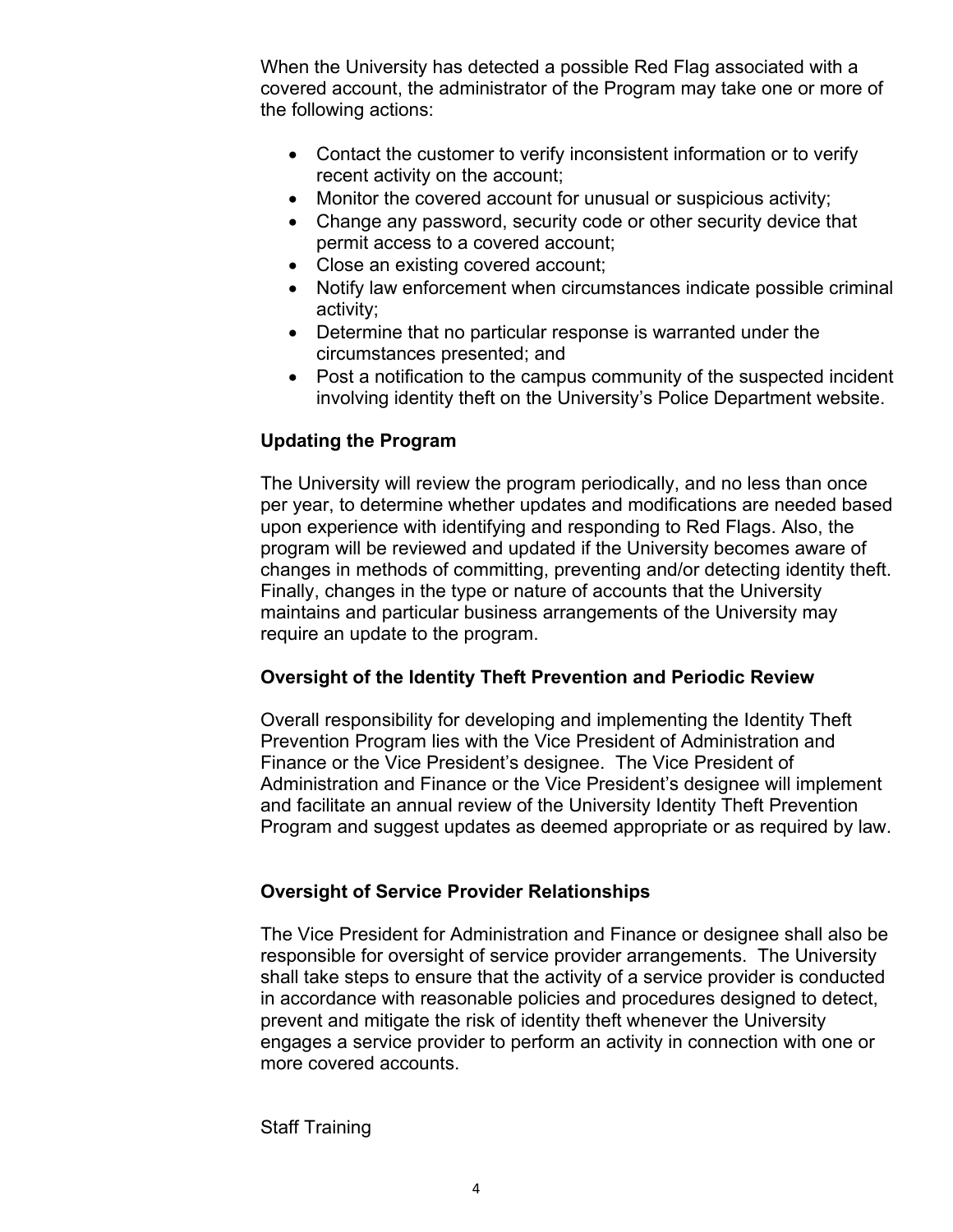When the University has detected a possible Red Flag associated with a covered account, the administrator of the Program may take one or more of the following actions:

- Contact the customer to verify inconsistent information or to verify recent activity on the account;
- Monitor the covered account for unusual or suspicious activity;
- Change any password, security code or other security device that permit access to a covered account;
- Close an existing covered account;
- Notify law enforcement when circumstances indicate possible criminal activity;
- Determine that no particular response is warranted under the circumstances presented; and
- Post a notification to the campus community of the suspected incident involving identity theft on the University's Police Department website.

**Updating the Program**

The University will review the program periodically, and no less than once per year, to determine whether updates and modifications are needed based upon experience with identifying and responding to Red Flags. Also, the program will be reviewed and updated if the University becomes aware of changes in methods of committing, preventing and/or detecting identity theft. Finally, changes in the type or nature of accounts that the University maintains and particular business arrangements of the University may require an update to the program.

**Oversight of the Identity Theft Prevention and Periodic Review**

Overall responsibility for developing and implementing the Identity Theft Prevention Program lies with the Vice President of Administration and Finance or the Vice President's designee. The Vice President of Administration and Finance or the Vice President's designee will implement and facilitate an annual review of the University Identity Theft Prevention Program and suggest updates as deemed appropriate or as required by law.

**Oversight of Service Provider Relationships**

The Vice President for Administration and Finance or designee shall also be responsible for oversight of service provider arrangements. The University shall take steps to ensure that the activity of a service provider is conducted in accordance with reasonable policies and procedures designed to detect, prevent and mitigate the risk of identity theft whenever the University engages a service provider to perform an activity in connection with one or more covered accounts.

Staff Training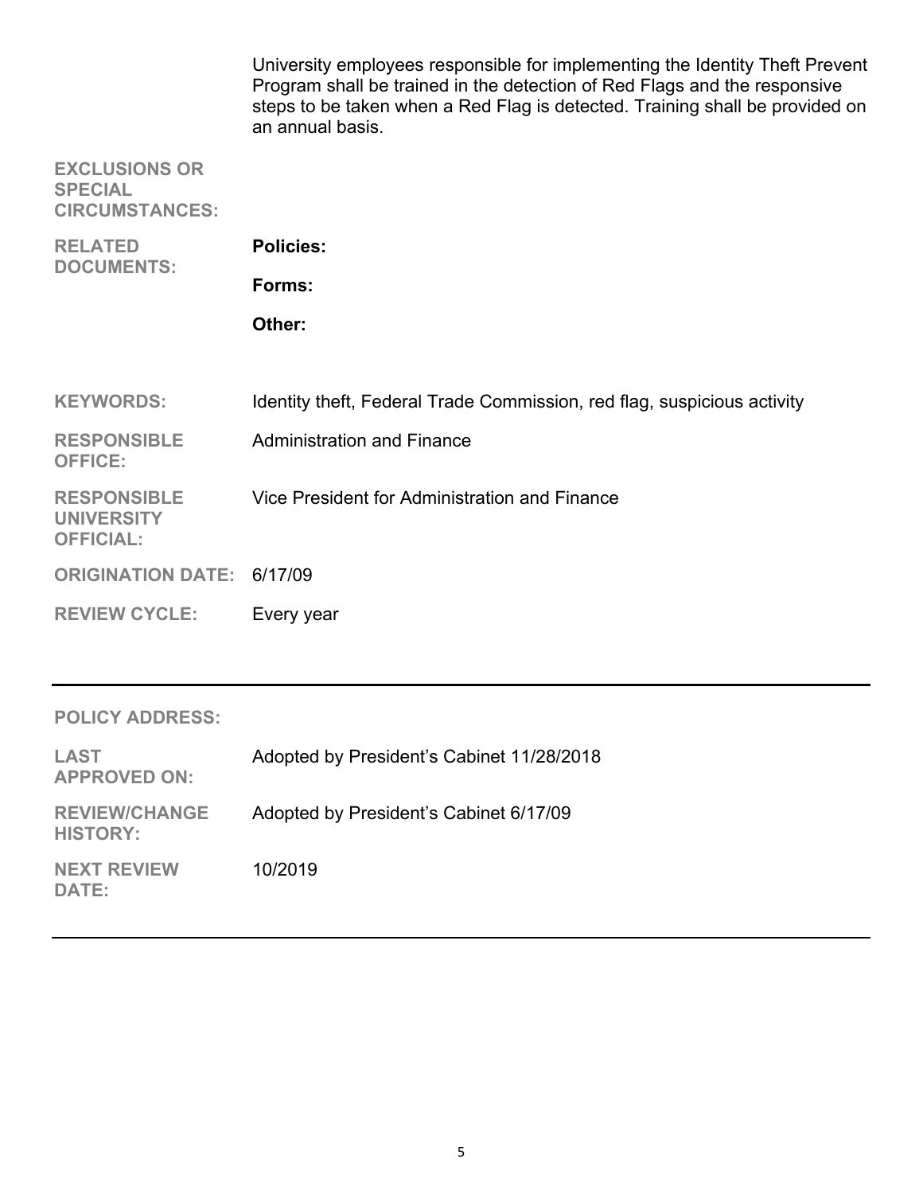University employees responsible for implementing the Identity Theft Prevent Program shall be trained in the detection of Red Flags and the responsive steps to be taken when a Red Flag is detected. Training shall be provided on an annual basis.

**EXCLUSIONS OR SPECIAL CIRCUMSTANCES:**

**RELATED DOCUMENTS:**

**Policies:**

**Forms:**

**Other:**

| | |
|---|---|
| **KEYWORDS:** | Identity theft, Federal Trade Commission, red flag, suspicious activity |
| **RESPONSIBLE OFFICE:** | Administration and Finance |
| **RESPONSIBLE UNIVERSITY OFFICIAL:** | Vice President for Administration and Finance |
| **ORIGINATION DATE:** | 6/17/09 |
| **REVIEW CYCLE:** | Every year |

---

**POLICY ADDRESS:**

| | |
|---|---|
| **LAST APPROVED ON:** | Adopted by President's Cabinet 11/28/2018 |
| **REVIEW/CHANGE HISTORY:** | Adopted by President's Cabinet 6/17/09 |
| **NEXT REVIEW DATE:** | 10/2019 |

---